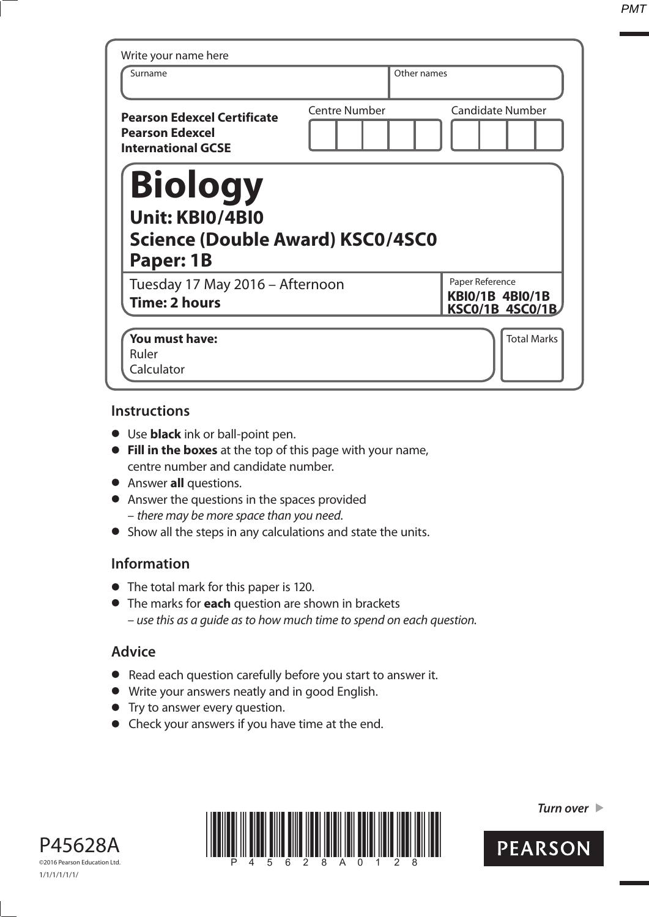Write your name here

| Surname | Other names |
|---|---|
| | |

**Pearson Edexcel Certificate**
**Pearson Edexcel**
**International GCSE**

| Centre Number | Candidate Number |
|---|---|
| | |

# Biology

## Unit: KBI0/4BI0

## Science (Double Award) KSC0/4SC0

## Paper: 1B

Tuesday 17 May 2016 – Afternoon
**Time: 2 hours**

Paper Reference
**KBI0/1B 4BI0/1B**
**KSC0/1B 4SC0/1B**

**You must have:**
Ruler
Calculator

Total Marks

## Instructions

- Use **black** ink or ball-point pen.
- **Fill in the boxes** at the top of this page with your name, centre number and candidate number.
- Answer **all** questions.
- Answer the questions in the spaces provided
  – *there may be more space than you need.*
- Show all the steps in any calculations and state the units.

## Information

- The total mark for this paper is 120.
- The marks for **each** question are shown in brackets
  – *use this as a guide as to how much time to spend on each question.*

## Advice

- Read each question carefully before you start to answer it.
- Write your answers neatly and in good English.
- Try to answer every question.
- Check your answers if you have time at the end.

P45628A
©2016 Pearson Education Ltd.
1/1/1/1/1/1/

***Turn over***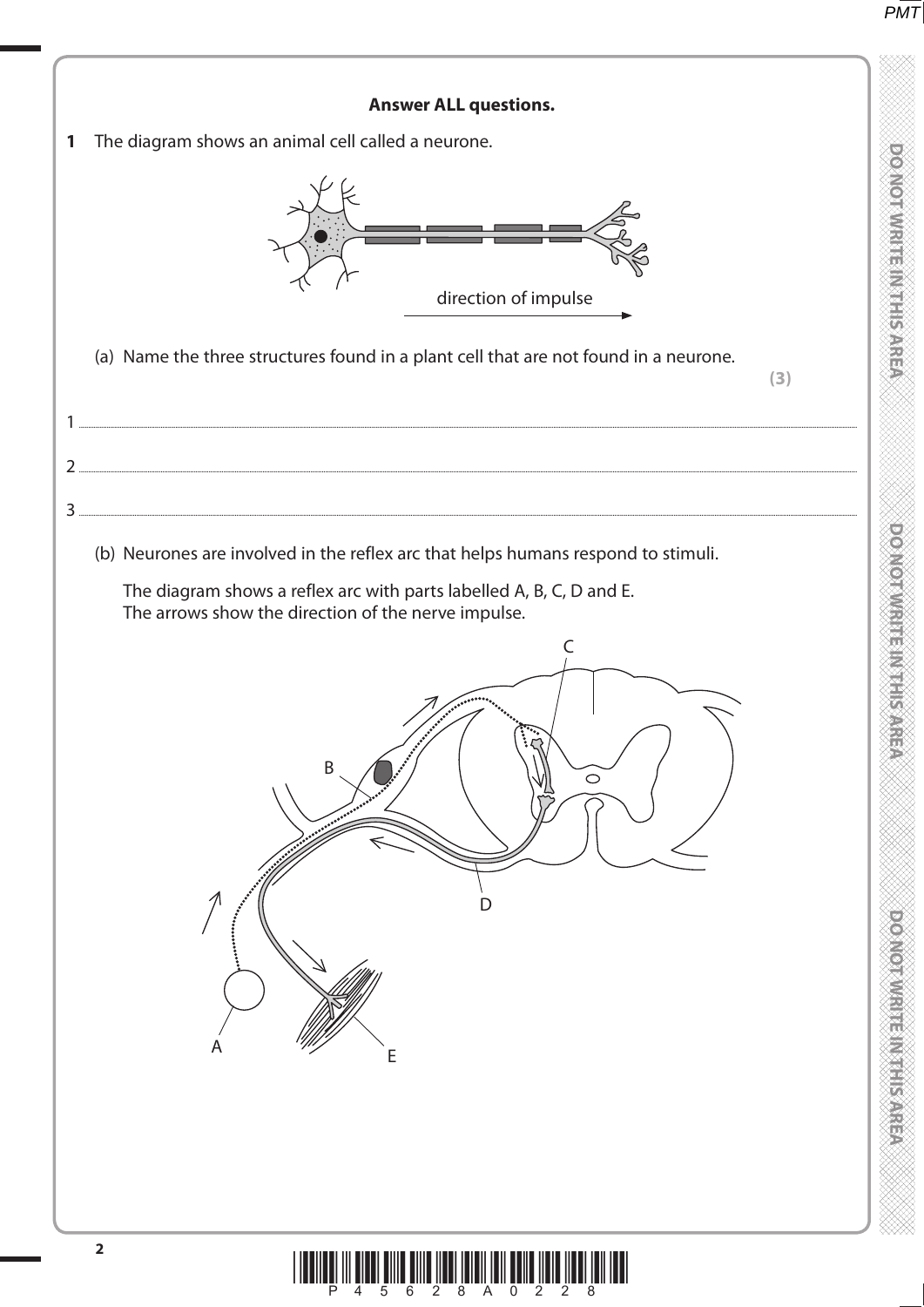**Answer ALL questions.**

**1** The diagram shows an animal cell called a neurone.

direction of impulse

(a) Name the three structures found in a plant cell that are not found in a neurone.

**(3)**

1 ..................................................................................................................................................

2 ..................................................................................................................................................

3 ..................................................................................................................................................

(b) Neurones are involved in the reflex arc that helps humans respond to stimuli.

The diagram shows a reflex arc with parts labelled A, B, C, D and E.
The arrows show the direction of the nerve impulse.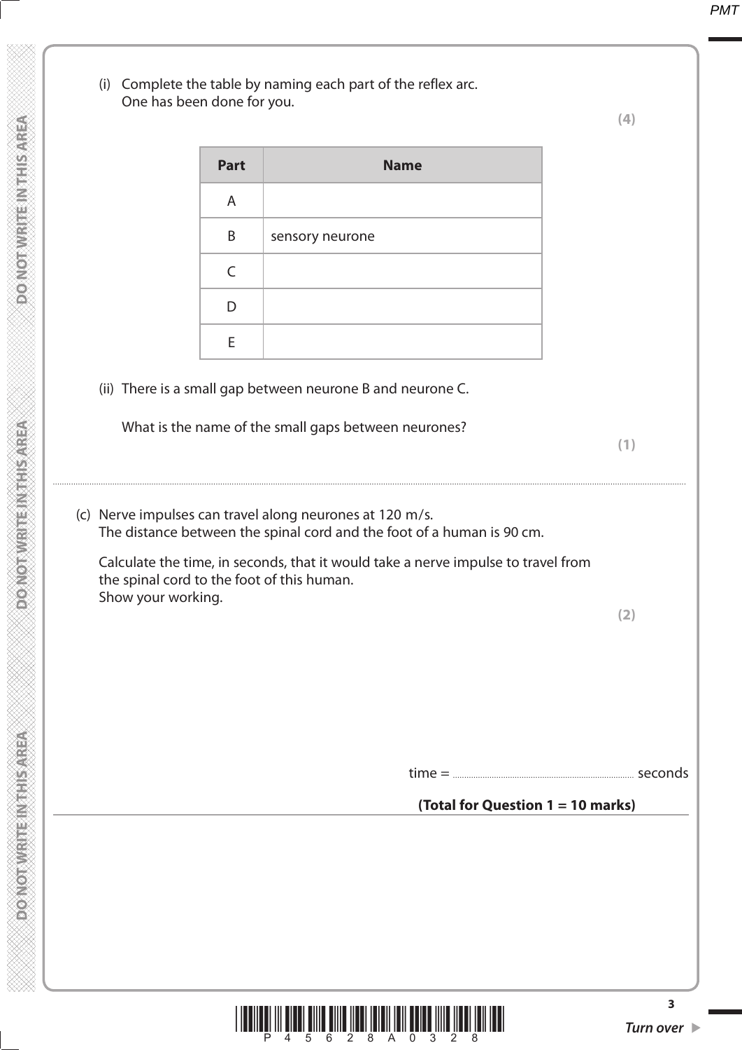(i) Complete the table by naming each part of the reflex arc. One has been done for you.

**(4)**

| Part | Name |
|---|---|
| A | |
| B | sensory neurone |
| C | |
| D | |
| E | |

(ii) There is a small gap between neurone B and neurone C.

What is the name of the small gaps between neurones?

**(1)**

..................................................................................................................................................

(c) Nerve impulses can travel along neurones at 120 m/s. The distance between the spinal cord and the foot of a human is 90 cm.

Calculate the time, in seconds, that it would take a nerve impulse to travel from the spinal cord to the foot of this human. Show your working.

**(2)**

time = .............................................. seconds

**(Total for Question 1 = 10 marks)**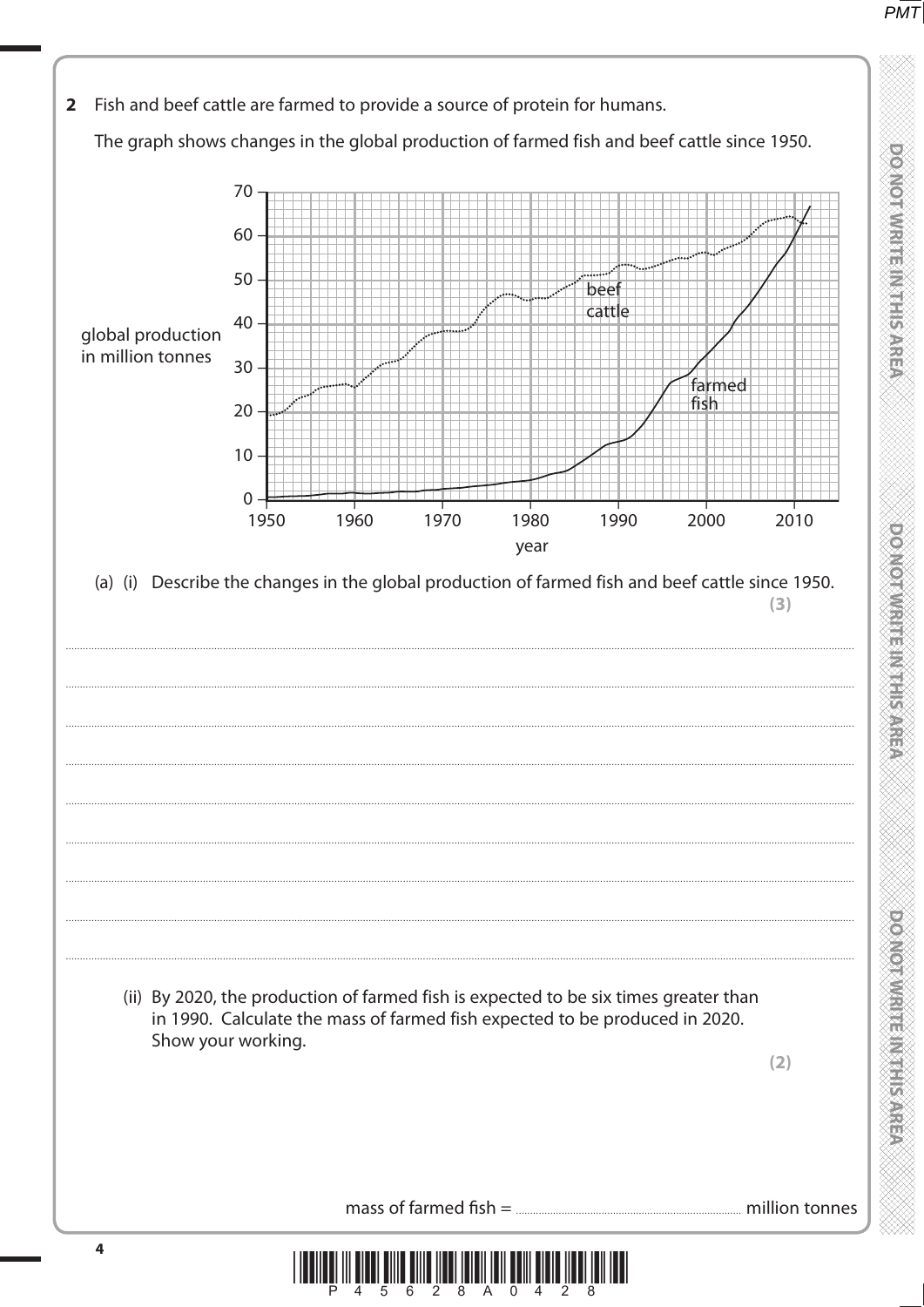**2** Fish and beef cattle are farmed to provide a source of protein for humans.

The graph shows changes in the global production of farmed fish and beef cattle since 1950.

(a) (i) Describe the changes in the global production of farmed fish and beef cattle since 1950.

**(3)**

..............................................................................................................................................

..............................................................................................................................................

..............................................................................................................................................

..............................................................................................................................................

..............................................................................................................................................

..............................................................................................................................................

..............................................................................................................................................

..............................................................................................................................................

(ii) By 2020, the production of farmed fish is expected to be six times greater than in 1990. Calculate the mass of farmed fish expected to be produced in 2020. Show your working.

**(2)**

mass of farmed fish = .............................................. million tonnes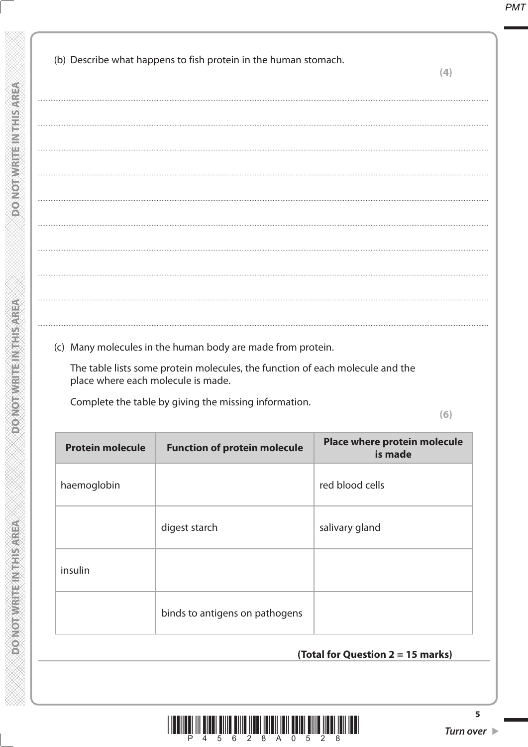(b) Describe what happens to fish protein in the human stomach.

**(4)**

(c) Many molecules in the human body are made from protein.

The table lists some protein molecules, the function of each molecule and the place where each molecule is made.

Complete the table by giving the missing information.

**(6)**

| Protein molecule | Function of protein molecule | Place where protein molecule is made |
|---|---|---|
| haemoglobin | | red blood cells |
| | digest starch | salivary gland |
| insulin | | |
| | binds to antigens on pathogens | |

**(Total for Question 2 = 15 marks)**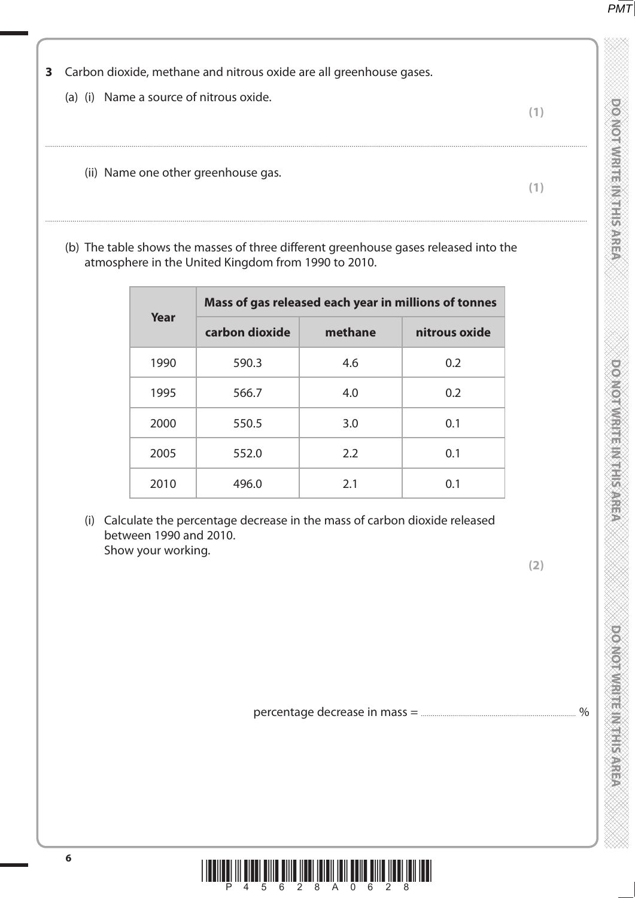**3** Carbon dioxide, methane and nitrous oxide are all greenhouse gases.

(a) (i) Name a source of nitrous oxide.

**(1)**

..............................................................................................................................................

(ii) Name one other greenhouse gas.

**(1)**

..............................................................................................................................................

(b) The table shows the masses of three different greenhouse gases released into the atmosphere in the United Kingdom from 1990 to 2010.

| Year | Mass of gas released each year in millions of tonnes | | |
|---|---|---|---|
| | carbon dioxide | methane | nitrous oxide |
| 1990 | 590.3 | 4.6 | 0.2 |
| 1995 | 566.7 | 4.0 | 0.2 |
| 2000 | 550.5 | 3.0 | 0.1 |
| 2005 | 552.0 | 2.2 | 0.1 |
| 2010 | 496.0 | 2.1 | 0.1 |

(i) Calculate the percentage decrease in the mass of carbon dioxide released between 1990 and 2010.
Show your working.

**(2)**

percentage decrease in mass = .............................................. %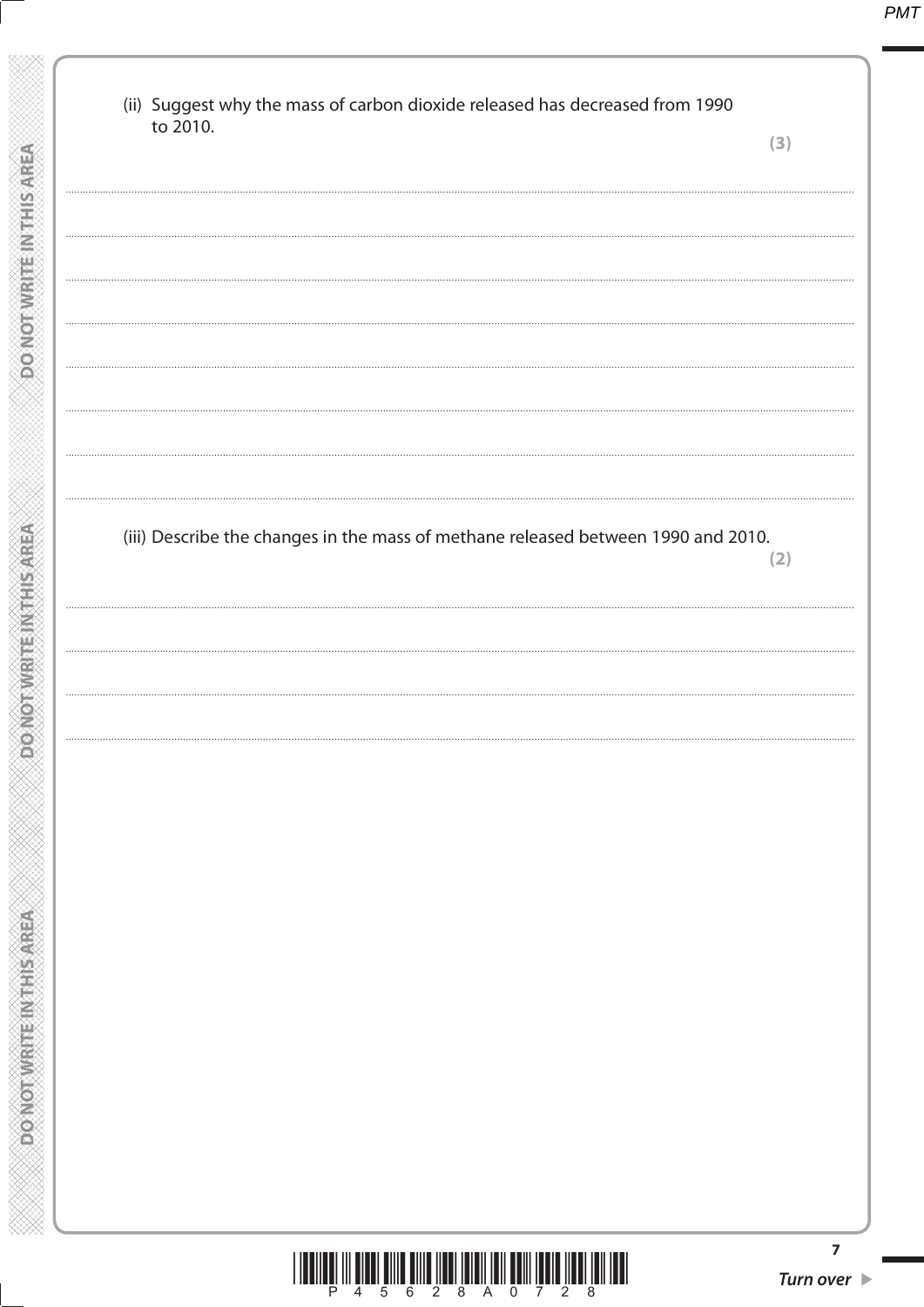(ii) Suggest why the mass of carbon dioxide released has decreased from 1990 to 2010.

**(3)**

..................................................................................................................................................................................................................

..................................................................................................................................................................................................................

..................................................................................................................................................................................................................

..................................................................................................................................................................................................................

..................................................................................................................................................................................................................

..................................................................................................................................................................................................................

..................................................................................................................................................................................................................

(iii) Describe the changes in the mass of methane released between 1990 and 2010.

**(2)**

..................................................................................................................................................................................................................

..................................................................................................................................................................................................................

..................................................................................................................................................................................................................

..................................................................................................................................................................................................................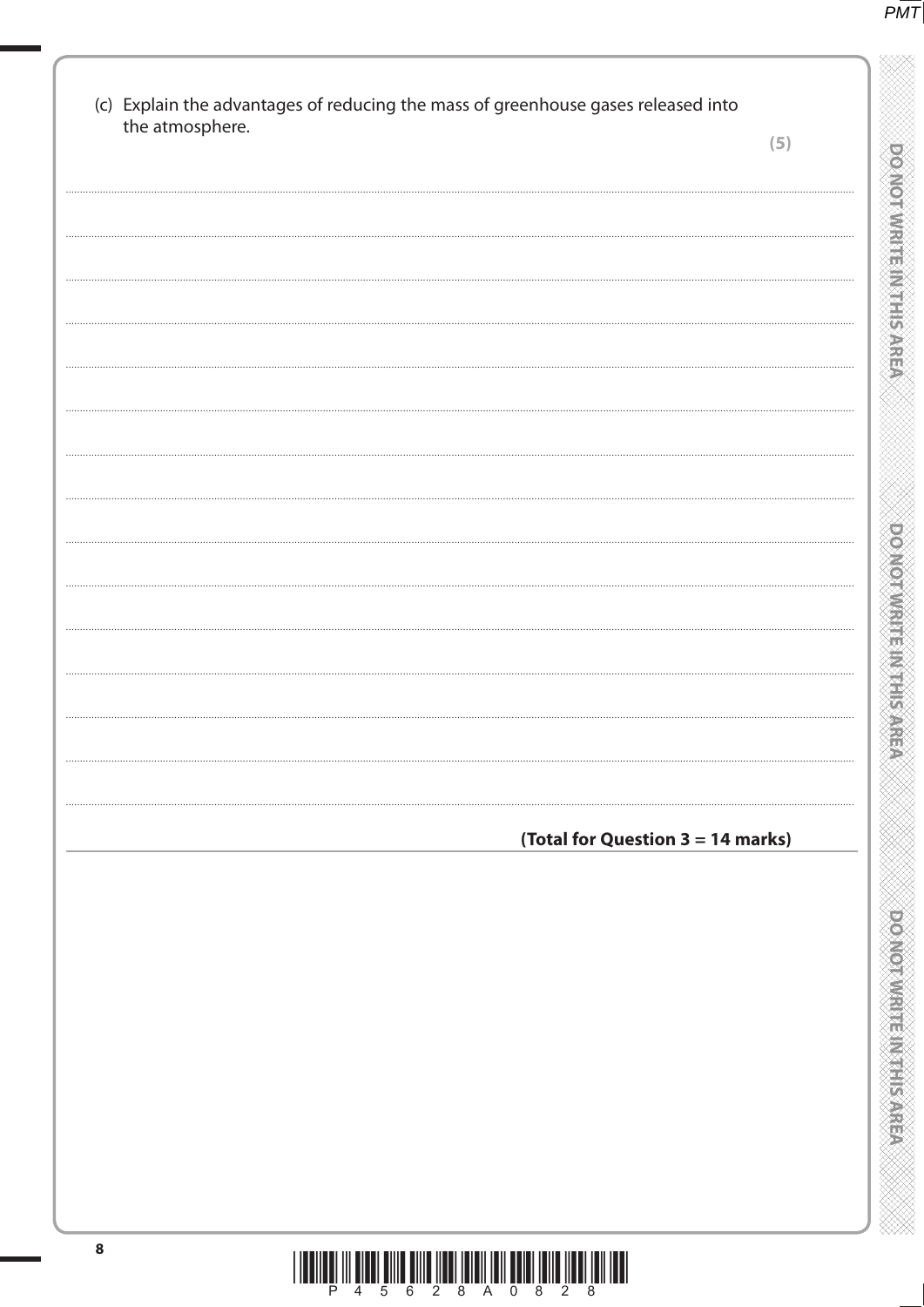(c) Explain the advantages of reducing the mass of greenhouse gases released into the atmosphere.

**(5)**

.......................................................................................................................................................................................

.......................................................................................................................................................................................

.......................................................................................................................................................................................

.......................................................................................................................................................................................

.......................................................................................................................................................................................

.......................................................................................................................................................................................

.......................................................................................................................................................................................

.......................................................................................................................................................................................

.......................................................................................................................................................................................

.......................................................................................................................................................................................

.......................................................................................................................................................................................

.......................................................................................................................................................................................

.......................................................................................................................................................................................

.......................................................................................................................................................................................

**(Total for Question 3 = 14 marks)**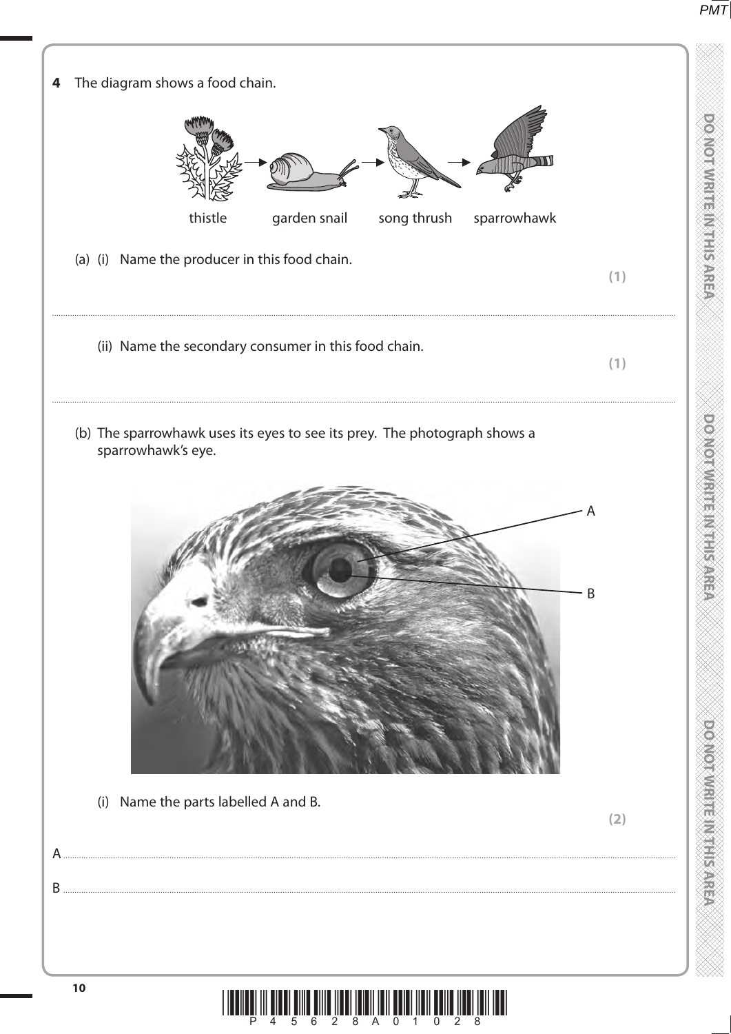**4** The diagram shows a food chain.

thistle → garden snail → song thrush → sparrowhawk

(a) (i) Name the producer in this food chain.

**(1)**

..............................................................................................................................................

(ii) Name the secondary consumer in this food chain.

**(1)**

..............................................................................................................................................

(b) The sparrowhawk uses its eyes to see its prey. The photograph shows a sparrowhawk's eye.

(i) Name the parts labelled A and B.

**(2)**

A ..............................................................................................................................................

B ..............................................................................................................................................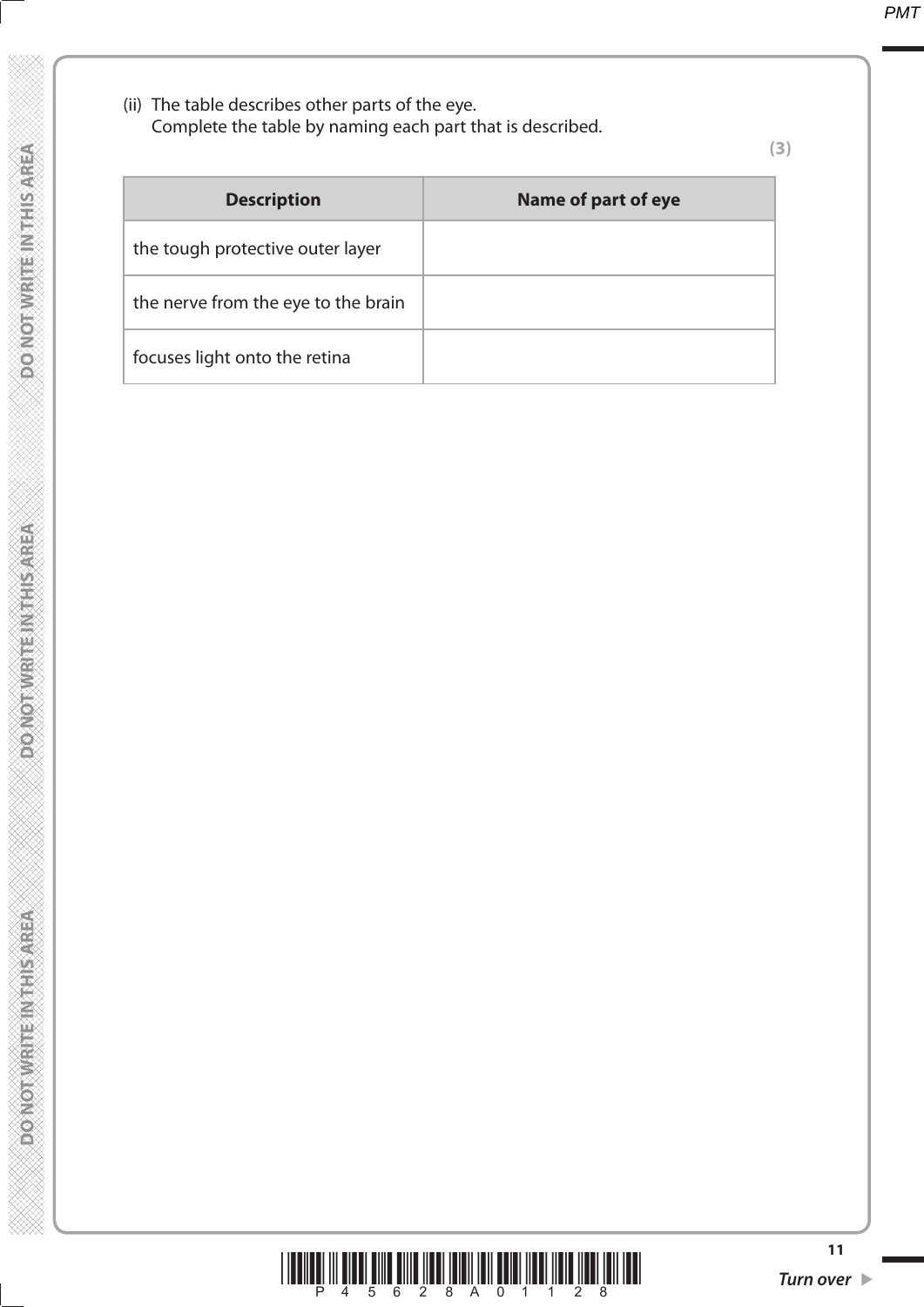(ii) The table describes other parts of the eye.
Complete the table by naming each part that is described.

**(3)**

| Description | Name of part of eye |
|---|---|
| the tough protective outer layer | |
| the nerve from the eye to the brain | |
| focuses light onto the retina | |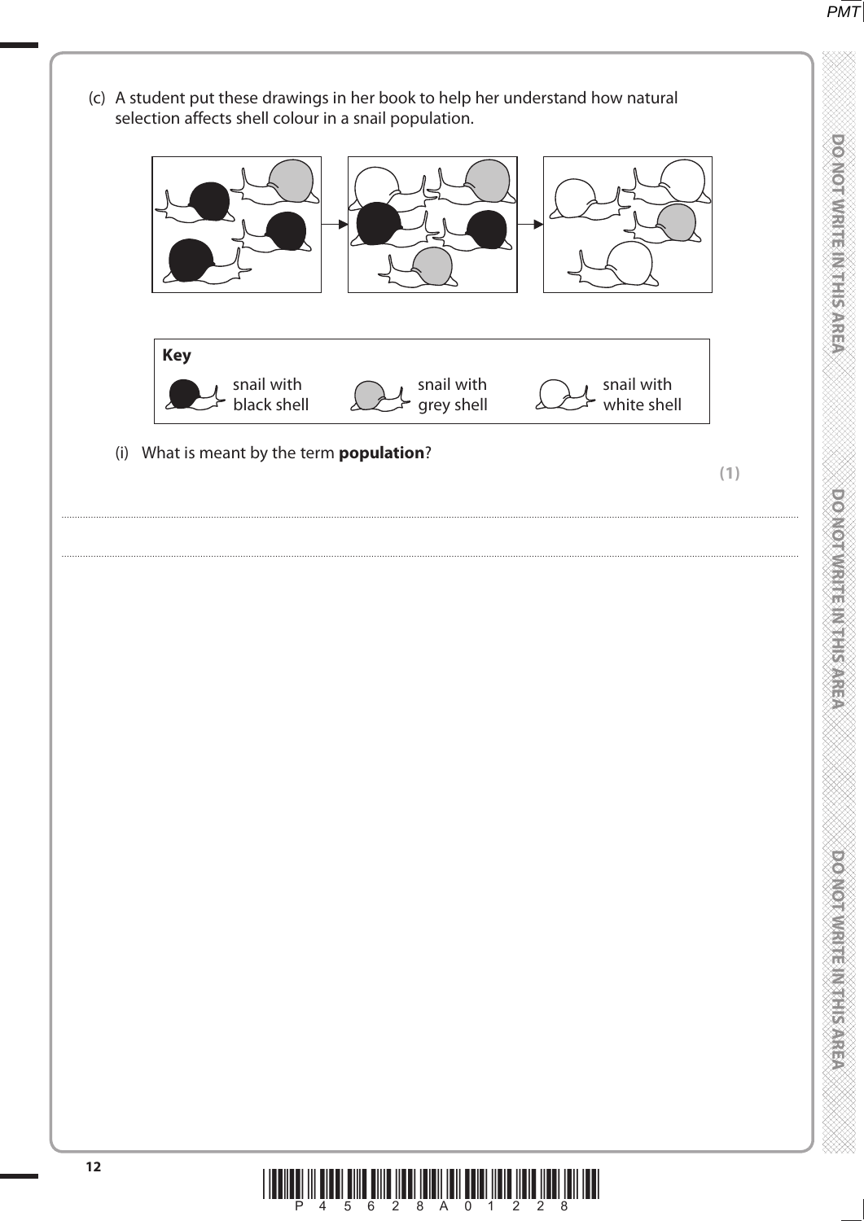(c) A student put these drawings in her book to help her understand how natural selection affects shell colour in a snail population.

**Key**

snail with black shell

snail with grey shell

snail with white shell

(i) What is meant by the term **population**?

**(1)**

..............................................................................................................................................................................

..............................................................................................................................................................................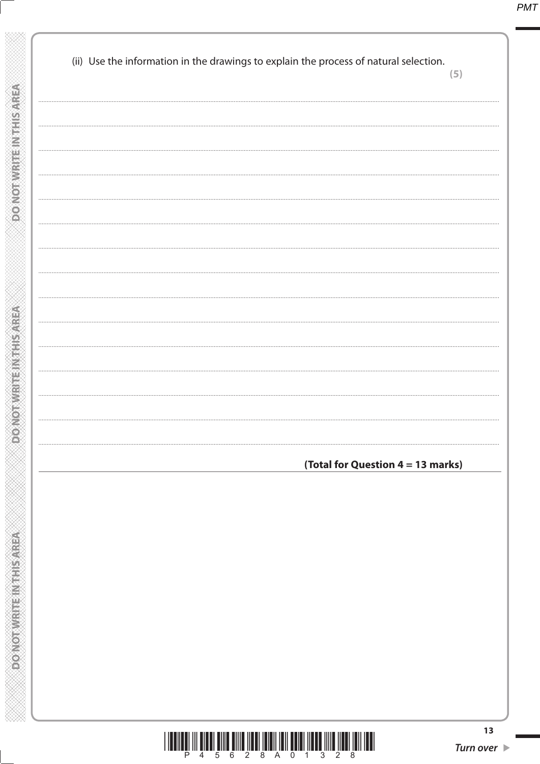(ii) Use the information in the drawings to explain the process of natural selection.
**(5)**

**(Total for Question 4 = 13 marks)**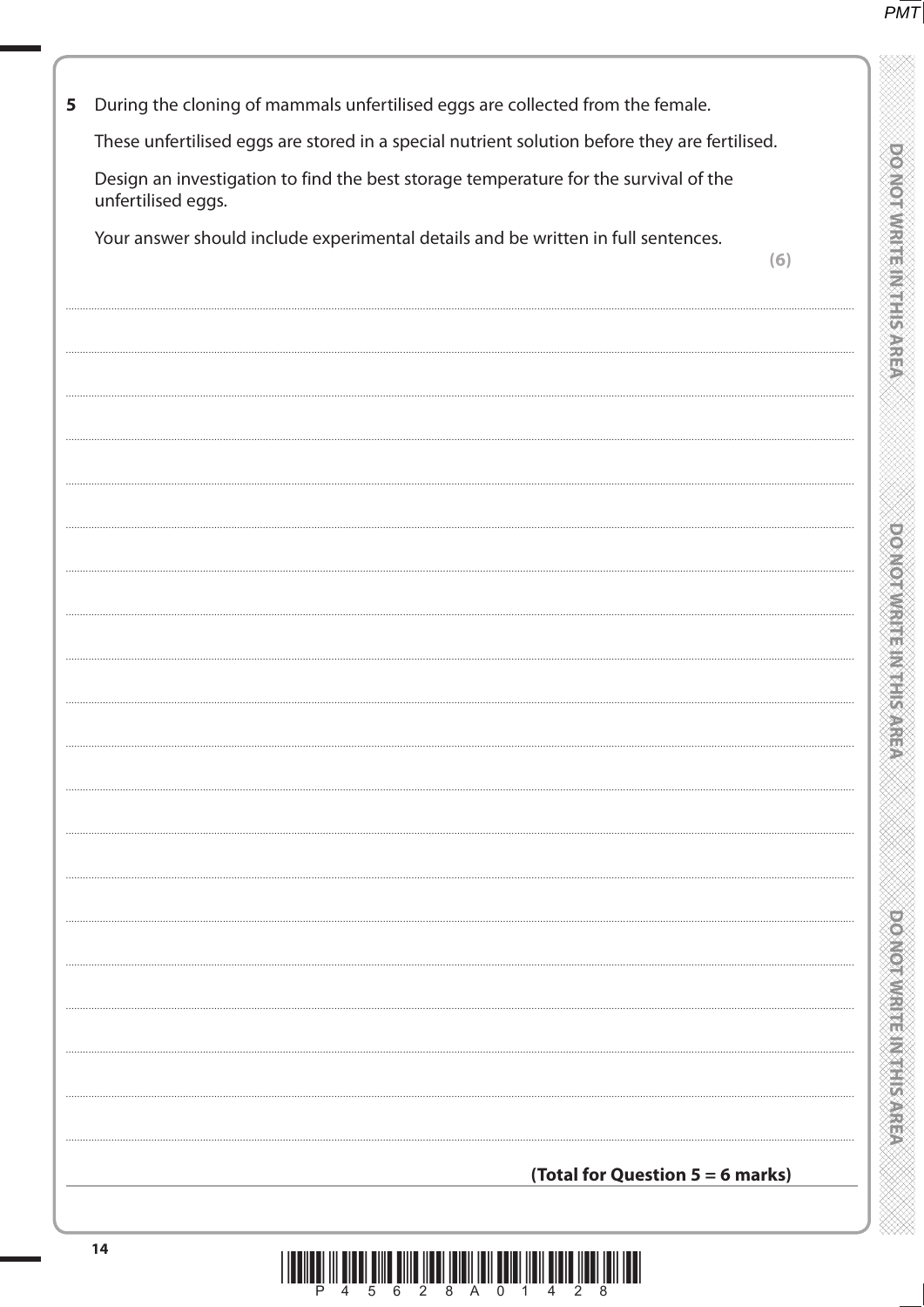**5** During the cloning of mammals unfertilised eggs are collected from the female.

These unfertilised eggs are stored in a special nutrient solution before they are fertilised.

Design an investigation to find the best storage temperature for the survival of the unfertilised eggs.

Your answer should include experimental details and be written in full sentences.

**(6)**

**(Total for Question 5 = 6 marks)**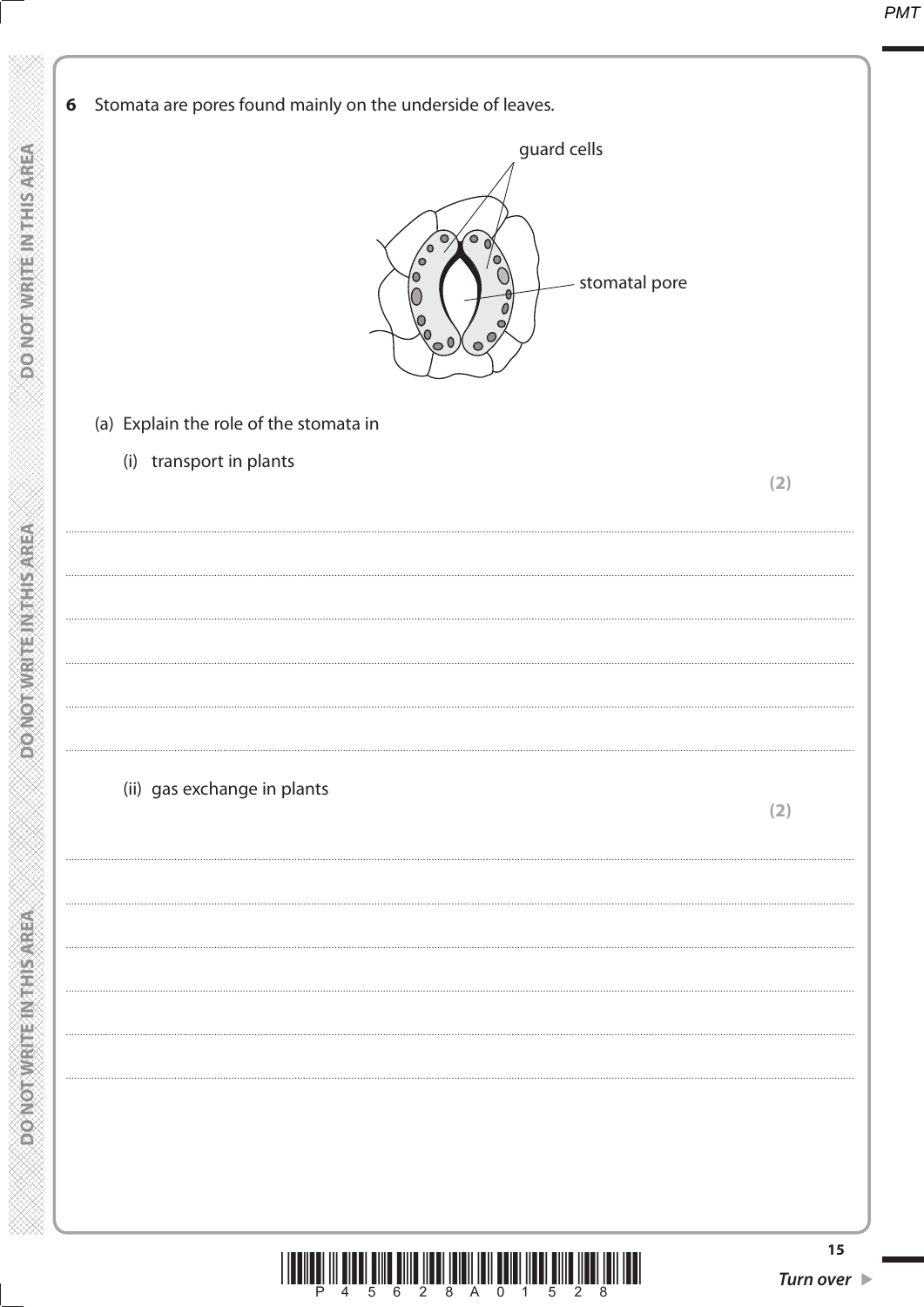**6** Stomata are pores found mainly on the underside of leaves.

guard cells

stomatal pore

(a) Explain the role of the stomata in

(i) transport in plants

**(2)**

...................................................................................................................................................................................................................

...................................................................................................................................................................................................................

...................................................................................................................................................................................................................

...................................................................................................................................................................................................................

...................................................................................................................................................................................................................

(ii) gas exchange in plants

**(2)**

...................................................................................................................................................................................................................

...................................................................................................................................................................................................................

...................................................................................................................................................................................................................

...................................................................................................................................................................................................................

...................................................................................................................................................................................................................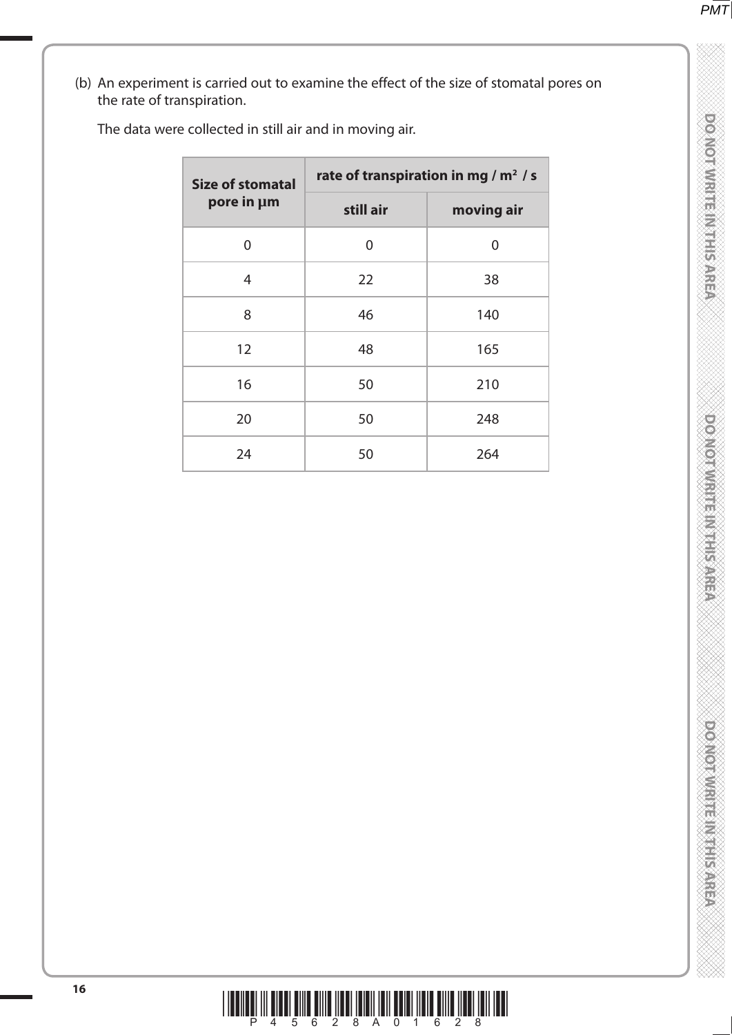(b) An experiment is carried out to examine the effect of the size of stomatal pores on the rate of transpiration.

The data were collected in still air and in moving air.

| **Size of stomatal pore in µm** | **rate of transpiration in mg / m² / s** | |
|---|---|---|
| | **still air** | **moving air** |
| 0 | 0 | 0 |
| 4 | 22 | 38 |
| 8 | 46 | 140 |
| 12 | 48 | 165 |
| 16 | 50 | 210 |
| 20 | 50 | 248 |
| 24 | 50 | 264 |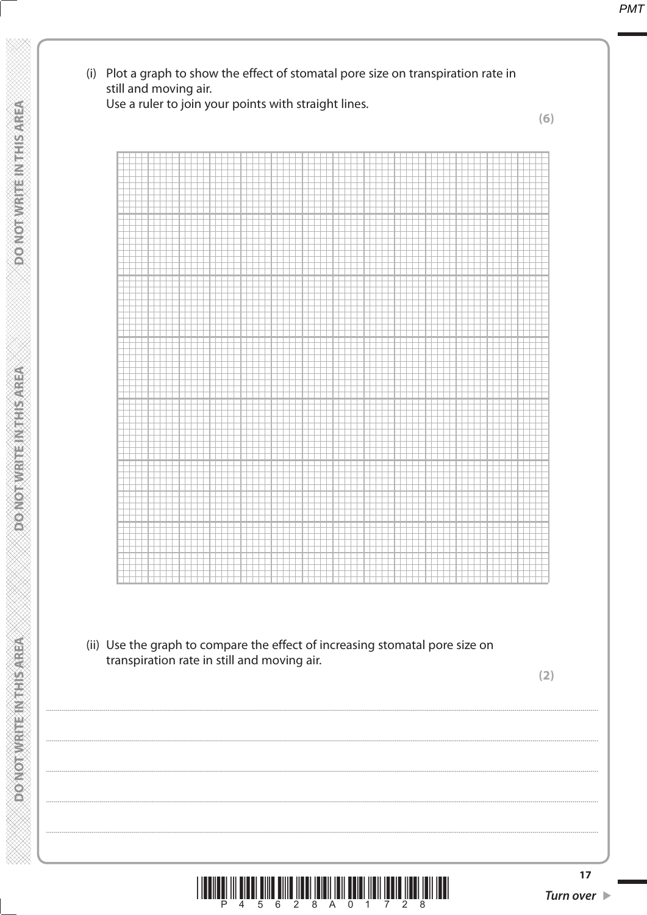(i) Plot a graph to show the effect of stomatal pore size on transpiration rate in still and moving air.
Use a ruler to join your points with straight lines.

**(6)**

(ii) Use the graph to compare the effect of increasing stomatal pore size on transpiration rate in still and moving air.

**(2)**

.......................................................................................................................................................................................................................

.......................................................................................................................................................................................................................

.......................................................................................................................................................................................................................

.......................................................................................................................................................................................................................

.......................................................................................................................................................................................................................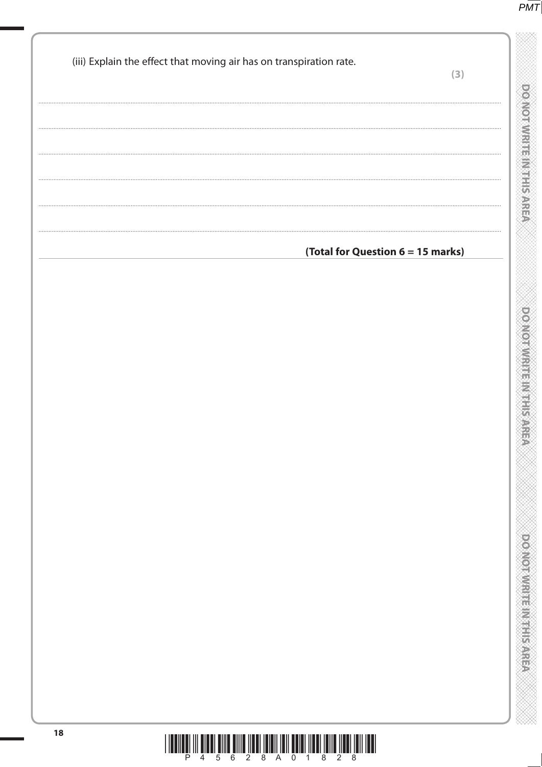(iii) Explain the effect that moving air has on transpiration rate.

**(3)**

.......................................................................................................................................................................................

.......................................................................................................................................................................................

.......................................................................................................................................................................................

.......................................................................................................................................................................................

.......................................................................................................................................................................................

.......................................................................................................................................................................................

**(Total for Question 6 = 15 marks)**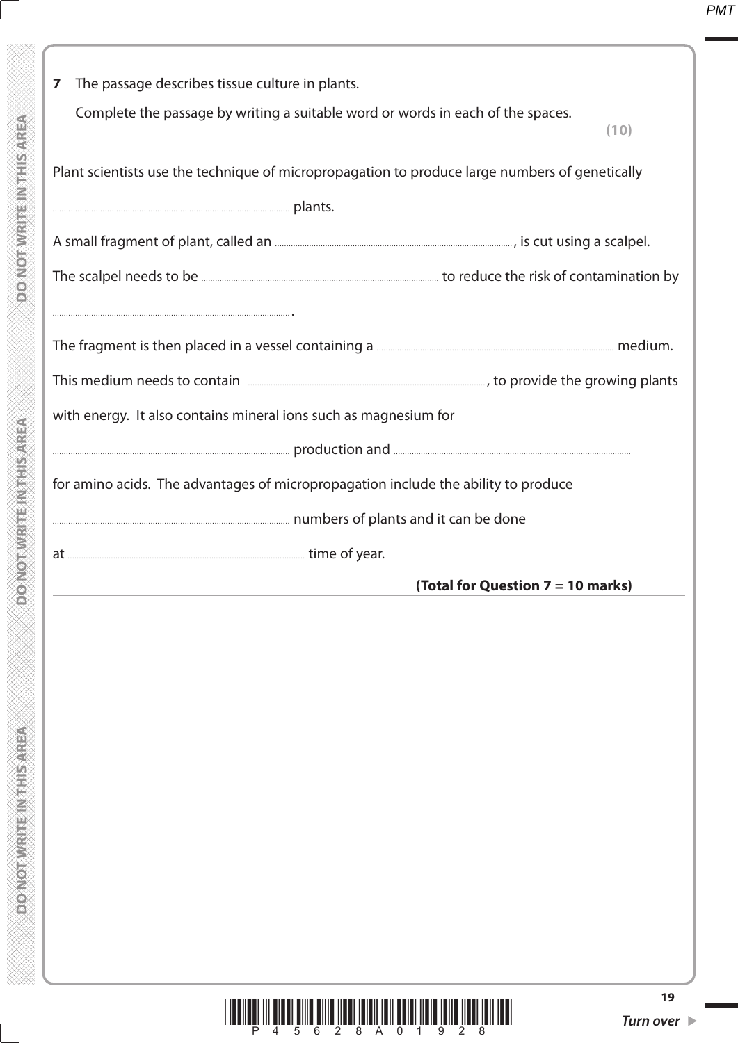**7** The passage describes tissue culture in plants.

Complete the passage by writing a suitable word or words in each of the spaces.

**(10)**

Plant scientists use the technique of micropropagation to produce large numbers of genetically

.................................................... plants.

A small fragment of plant, called an ...................................................., is cut using a scalpel.

The scalpel needs to be .................................................... to reduce the risk of contamination by

.................................................... .

The fragment is then placed in a vessel containing a .................................................... medium.

This medium needs to contain ...................................................., to provide the growing plants with energy. It also contains mineral ions such as magnesium for

.................................................... production and ....................................................

for amino acids. The advantages of micropropagation include the ability to produce

.................................................... numbers of plants and it can be done

at .................................................... time of year.

**(Total for Question 7 = 10 marks)**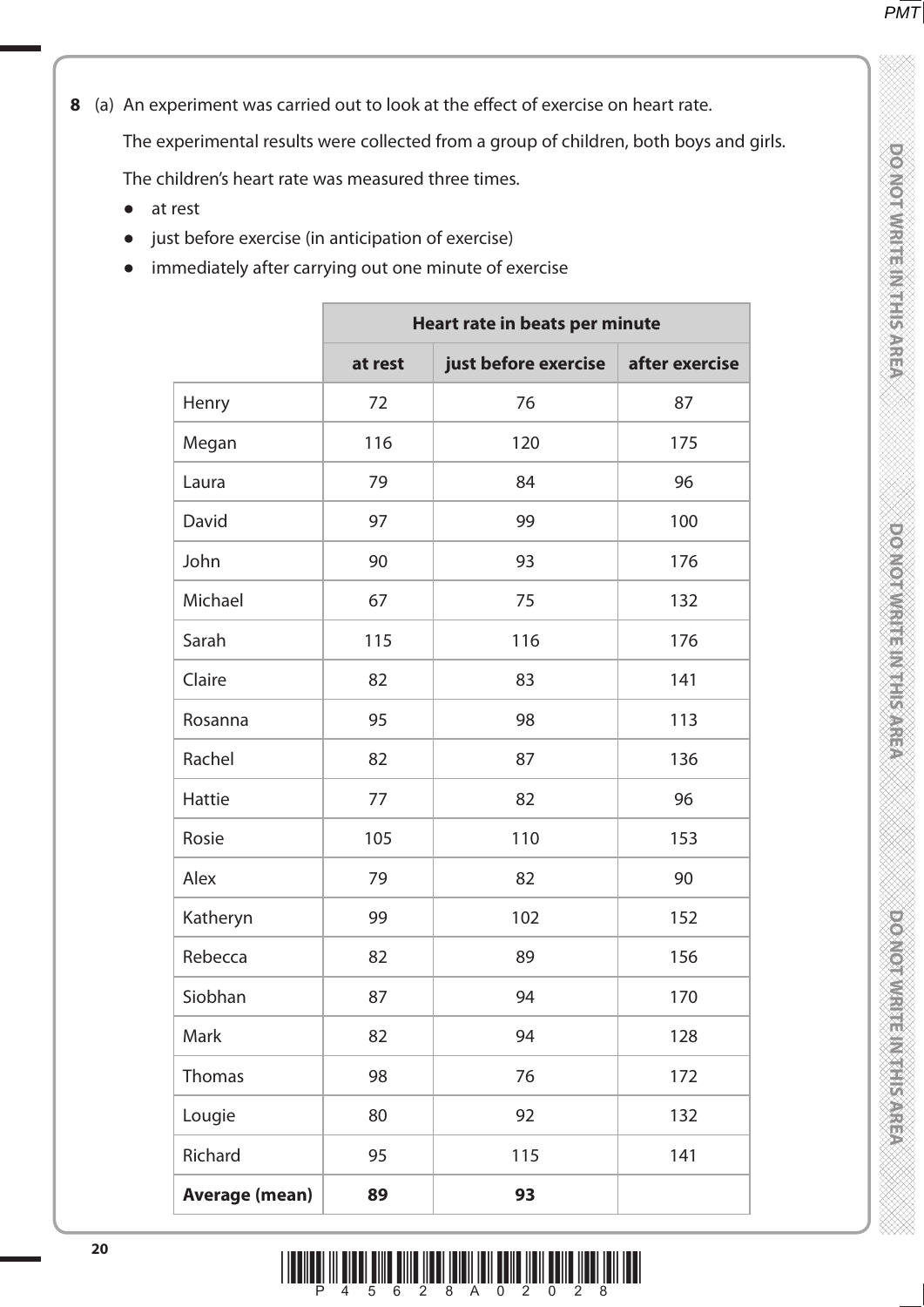**8** (a) An experiment was carried out to look at the effect of exercise on heart rate.

The experimental results were collected from a group of children, both boys and girls.

The children's heart rate was measured three times.

- at rest
- just before exercise (in anticipation of exercise)
- immediately after carrying out one minute of exercise

| | **Heart rate in beats per minute** | | |
|---|---|---|---|
| | **at rest** | **just before exercise** | **after exercise** |
| Henry | 72 | 76 | 87 |
| Megan | 116 | 120 | 175 |
| Laura | 79 | 84 | 96 |
| David | 97 | 99 | 100 |
| John | 90 | 93 | 176 |
| Michael | 67 | 75 | 132 |
| Sarah | 115 | 116 | 176 |
| Claire | 82 | 83 | 141 |
| Rosanna | 95 | 98 | 113 |
| Rachel | 82 | 87 | 136 |
| Hattie | 77 | 82 | 96 |
| Rosie | 105 | 110 | 153 |
| Alex | 79 | 82 | 90 |
| Katheryn | 99 | 102 | 152 |
| Rebecca | 82 | 89 | 156 |
| Siobhan | 87 | 94 | 170 |
| Mark | 82 | 94 | 128 |
| Thomas | 98 | 76 | 172 |
| Lougie | 80 | 92 | 132 |
| Richard | 95 | 115 | 141 |
| **Average (mean)** | **89** | **93** | |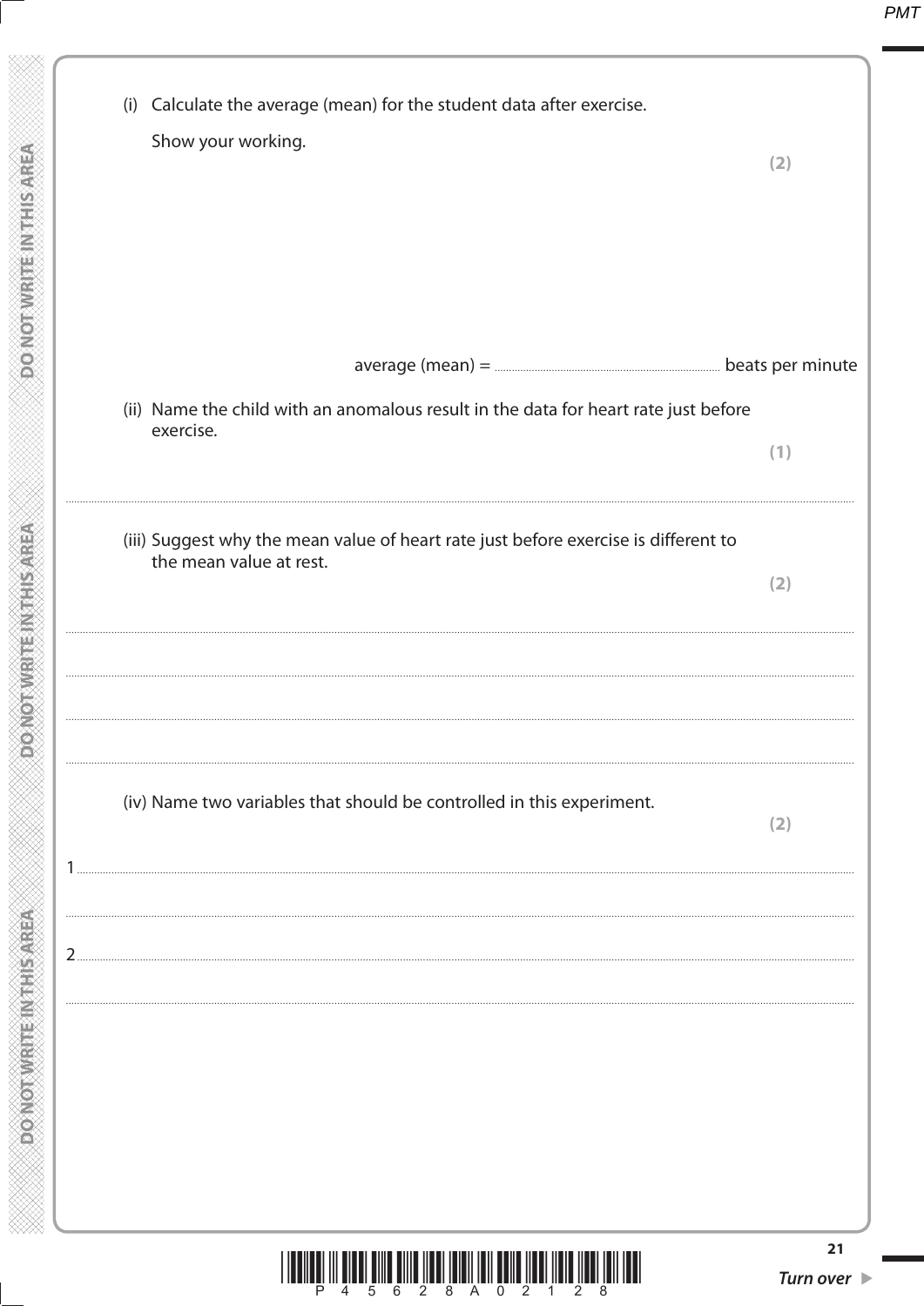(i) Calculate the average (mean) for the student data after exercise.

Show your working.

**(2)**

average (mean) = .............................................. beats per minute

(ii) Name the child with an anomalous result in the data for heart rate just before exercise.

**(1)**

..............................................................................................................................................

(iii) Suggest why the mean value of heart rate just before exercise is different to the mean value at rest.

**(2)**

..............................................................................................................................................

..............................................................................................................................................

..............................................................................................................................................

..............................................................................................................................................

(iv) Name two variables that should be controlled in this experiment.

**(2)**

1 ..............................................................................................................................................

..............................................................................................................................................

2 ..............................................................................................................................................

..............................................................................................................................................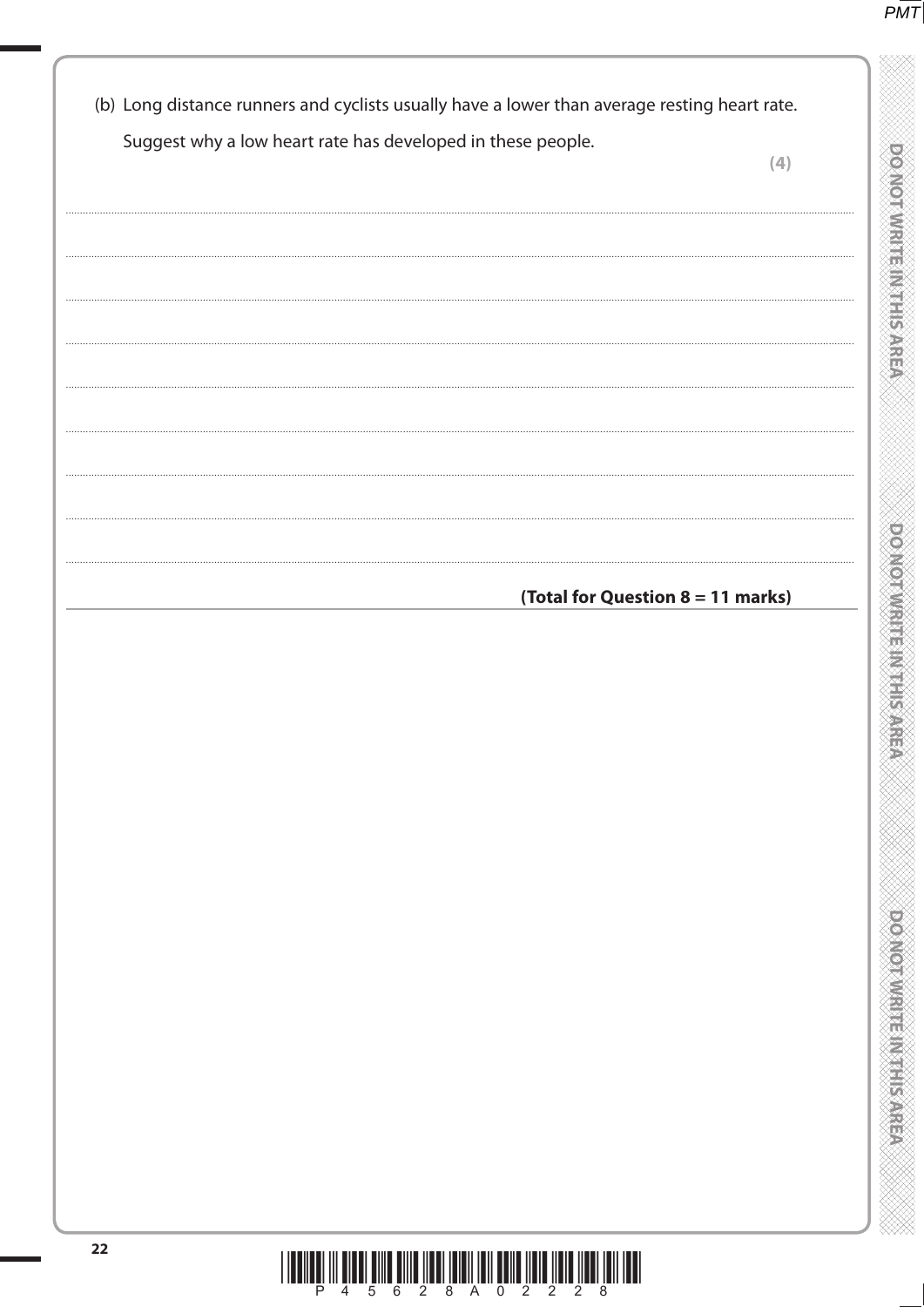(b) Long distance runners and cyclists usually have a lower than average resting heart rate.

Suggest why a low heart rate has developed in these people.

**(4)**

..........................................................................................................................................

..........................................................................................................................................

..........................................................................................................................................

..........................................................................................................................................

..........................................................................................................................................

..........................................................................................................................................

..........................................................................................................................................

..........................................................................................................................................

**(Total for Question 8 = 11 marks)**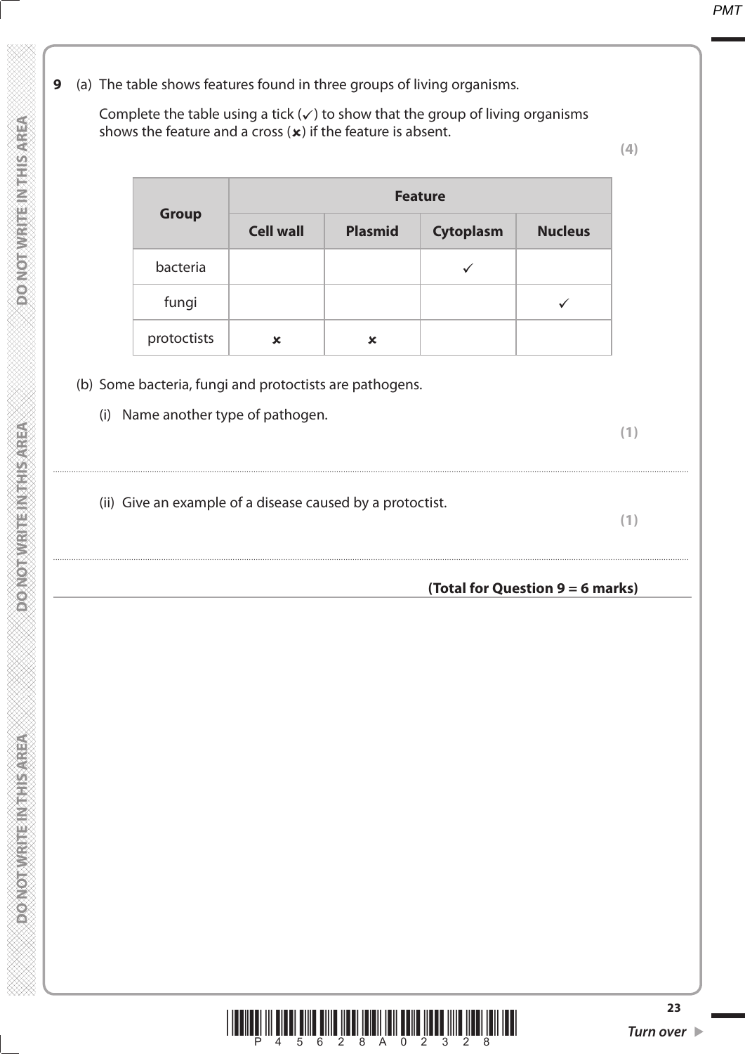**9** (a) The table shows features found in three groups of living organisms.

Complete the table using a tick (✓) to show that the group of living organisms shows the feature and a cross (✗) if the feature is absent.

**(4)**

| Group | Feature | | | |
|---|---|---|---|---|
| | **Cell wall** | **Plasmid** | **Cytoplasm** | **Nucleus** |
| bacteria | | | ✓ | |
| fungi | | | | ✓ |
| protoctists | ✗ | ✗ | | |

(b) Some bacteria, fungi and protoctists are pathogens.

(i) Name another type of pathogen.

**(1)**

..............................................................................................................................................

(ii) Give an example of a disease caused by a protoctist.

**(1)**

..............................................................................................................................................

**(Total for Question 9 = 6 marks)**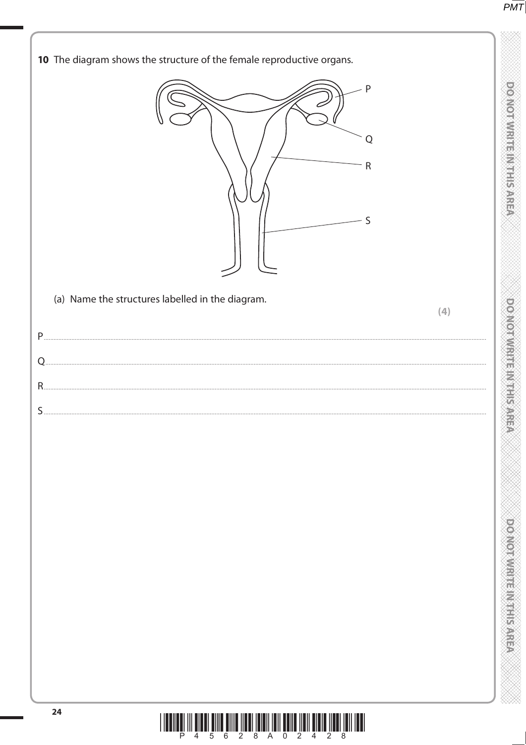**10** The diagram shows the structure of the female reproductive organs.

(a) Name the structures labelled in the diagram.

**(4)**

P .......................................................................................................................................................................

Q .......................................................................................................................................................................

R .......................................................................................................................................................................

S .......................................................................................................................................................................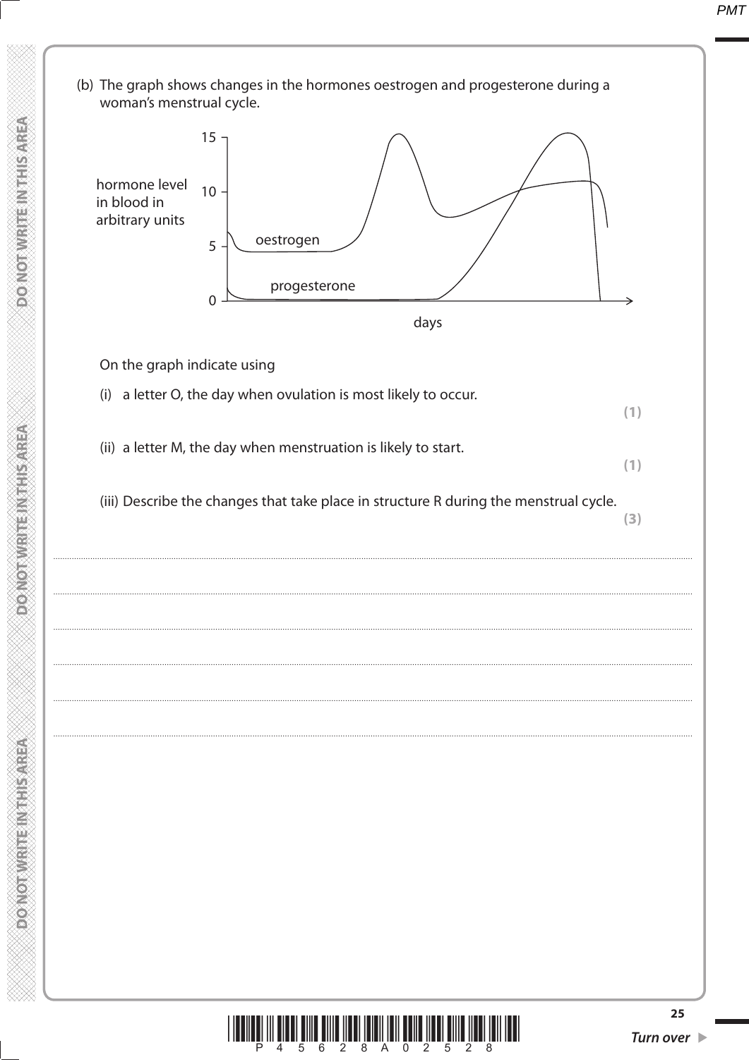(b) The graph shows changes in the hormones oestrogen and progesterone during a woman's menstrual cycle.

On the graph indicate using

(i) a letter O, the day when ovulation is most likely to occur.

**(1)**

(ii) a letter M, the day when menstruation is likely to start.

**(1)**

(iii) Describe the changes that take place in structure R during the menstrual cycle.

**(3)**

.......................................................................................................................................................................................................................................................................................

.......................................................................................................................................................................................................................................................................................

.......................................................................................................................................................................................................................................................................................

.......................................................................................................................................................................................................................................................................................

.......................................................................................................................................................................................................................................................................................

.......................................................................................................................................................................................................................................................................................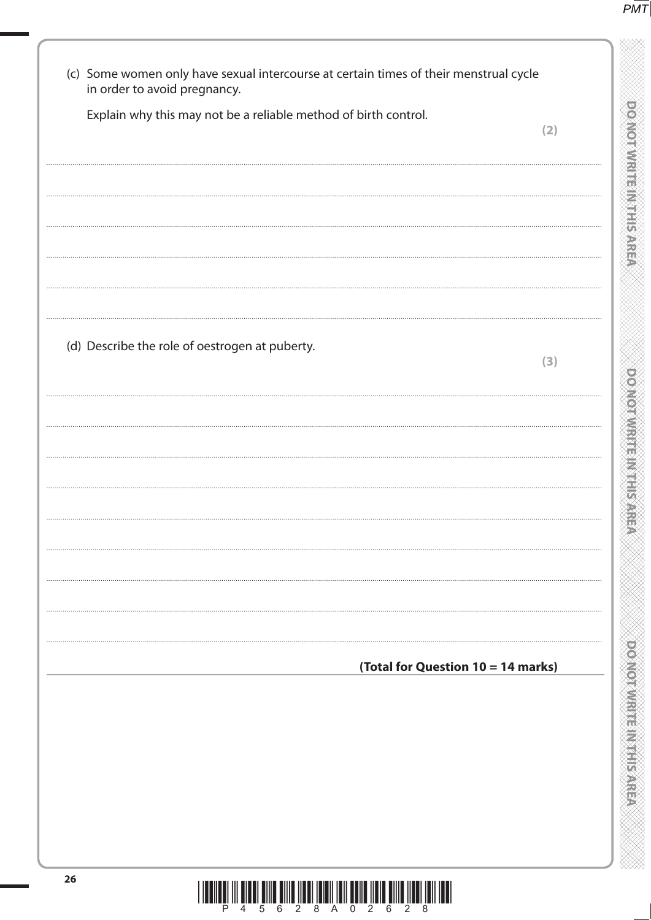(c) Some women only have sexual intercourse at certain times of their menstrual cycle in order to avoid pregnancy.

Explain why this may not be a reliable method of birth control.

**(2)**

.......................................................................................................................................

.......................................................................................................................................

.......................................................................................................................................

.......................................................................................................................................

.......................................................................................................................................

(d) Describe the role of oestrogen at puberty.

**(3)**

.......................................................................................................................................

.......................................................................................................................................

.......................................................................................................................................

.......................................................................................................................................

.......................................................................................................................................

.......................................................................................................................................

.......................................................................................................................................

.......................................................................................................................................

**(Total for Question 10 = 14 marks)**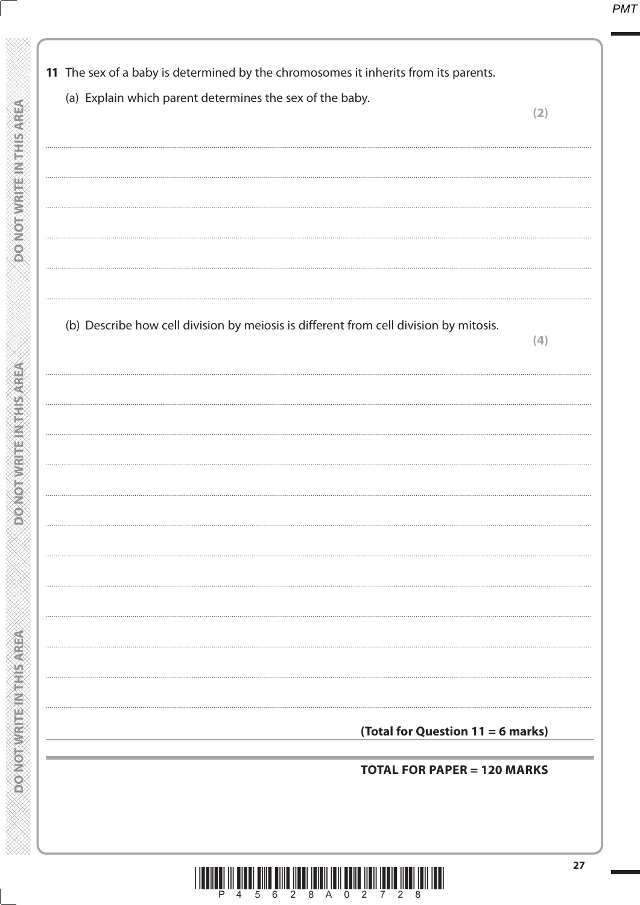**11** The sex of a baby is determined by the chromosomes it inherits from its parents.

(a) Explain which parent determines the sex of the baby.

**(2)**

..............................................................................................................................................

..............................................................................................................................................

..............................................................................................................................................

..............................................................................................................................................

..............................................................................................................................................

(b) Describe how cell division by meiosis is different from cell division by mitosis.

**(4)**

..............................................................................................................................................

..............................................................................................................................................

..............................................................................................................................................

..............................................................................................................................................

..............................................................................................................................................

..............................................................................................................................................

..............................................................................................................................................

..............................................................................................................................................

..............................................................................................................................................

..............................................................................................................................................

..............................................................................................................................................

**(Total for Question 11 = 6 marks)**

**TOTAL FOR PAPER = 120 MARKS**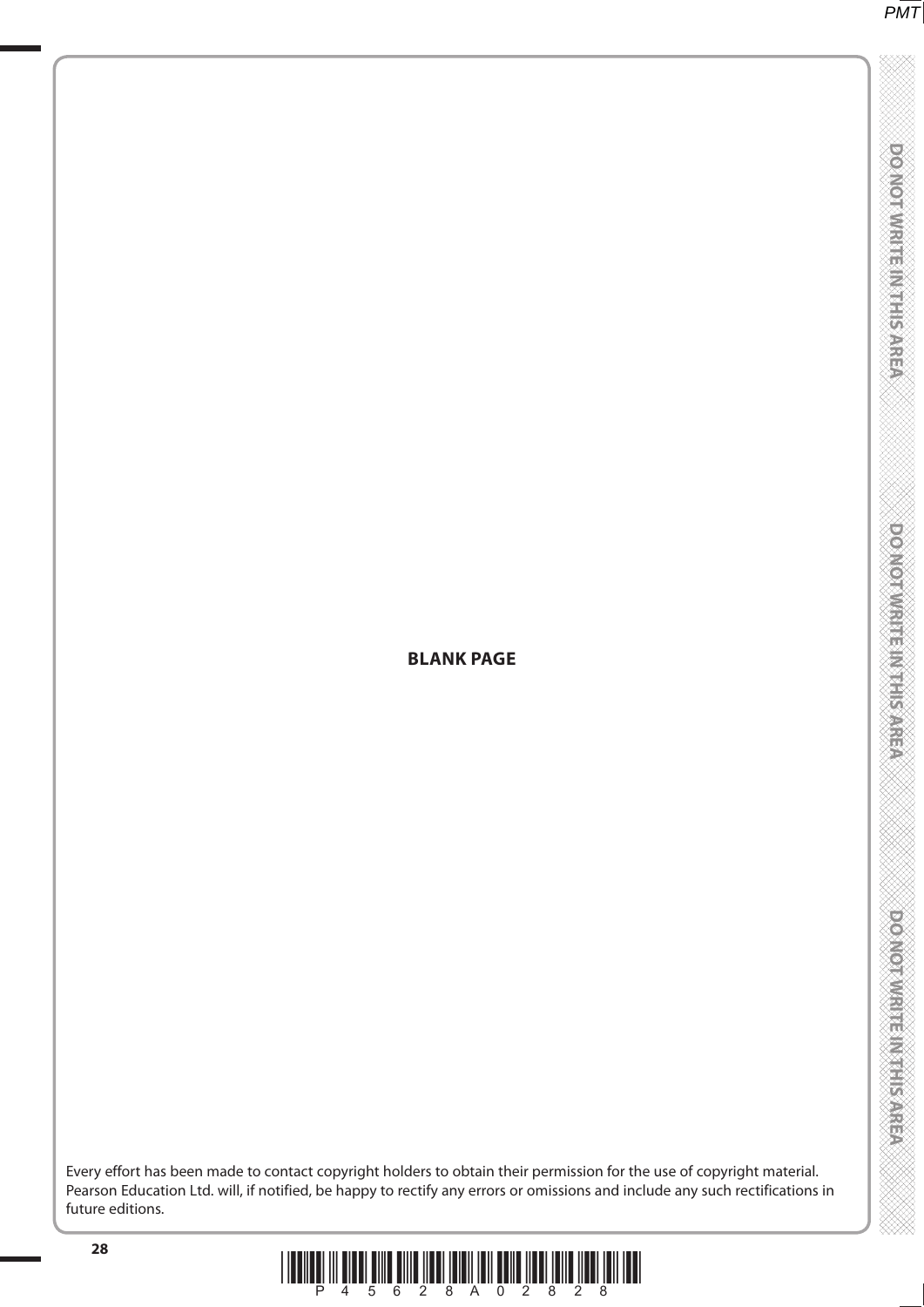**BLANK PAGE**

Every effort has been made to contact copyright holders to obtain their permission for the use of copyright material. Pearson Education Ltd. will, if notified, be happy to rectify any errors or omissions and include any such rectifications in future editions.